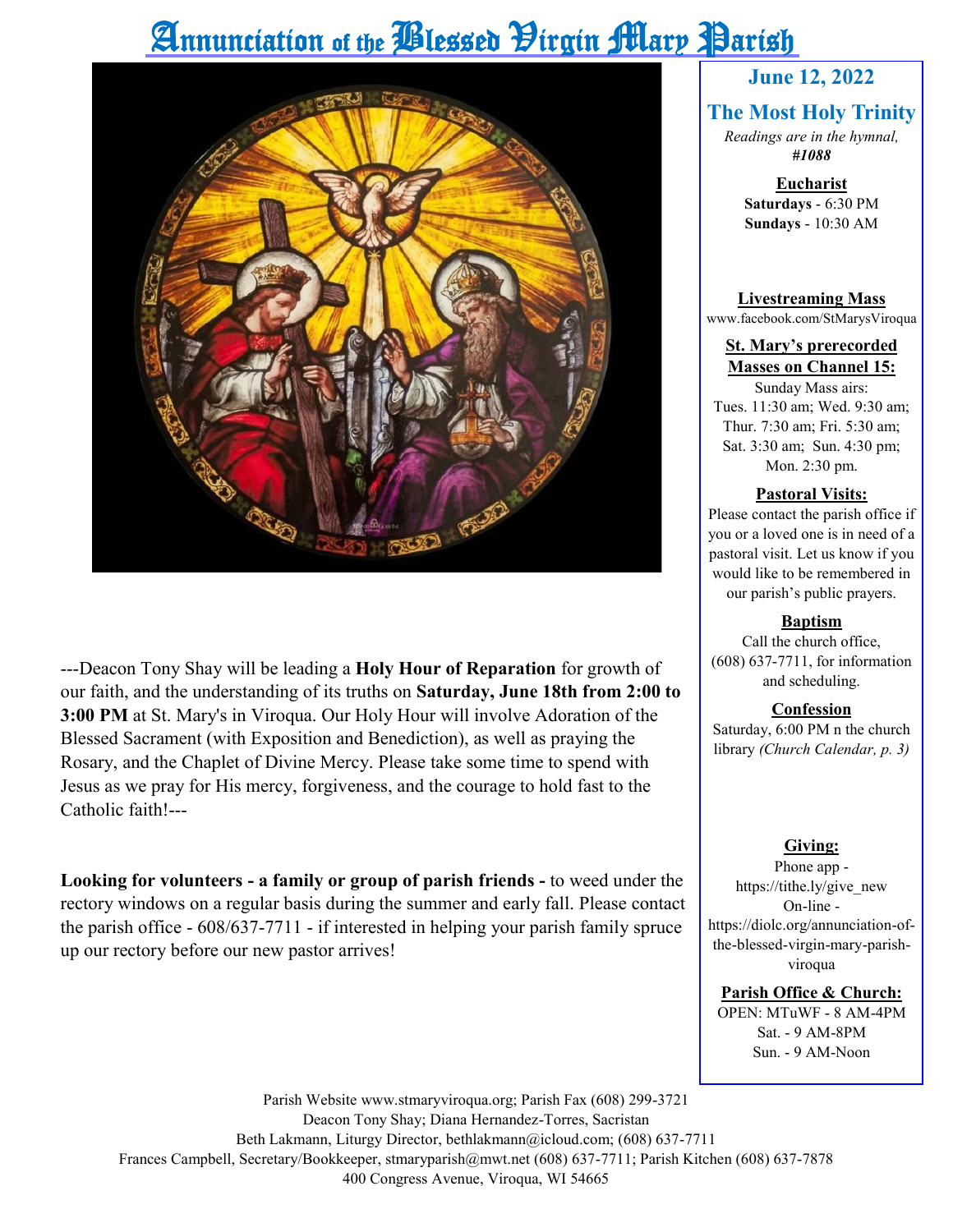# Annunciation of the Blessed Virgin Mary Parish

---Deacon Tony Shay will be leading a **Holy Hour of Reparation** for growth of our faith, and the understanding of its truths on **Saturday, June 18th from 2:00 to 3:00 PM** at St. Mary's in Viroqua. Our Holy Hour will involve Adoration of the Blessed Sacrament (with Exposition and Benediction), as well as praying the Rosary, and the Chaplet of Divine Mercy. Please take some time to spend with Jesus as we pray for His mercy, forgiveness, and the courage to hold fast to the Catholic faith!---

**Looking for volunteers - a family or group of parish friends -** to weed under the rectory windows on a regular basis during the summer and early fall. Please contact the parish office - 608/637-7711 - if interested in helping your parish family spruce up our rectory before our new pastor arrives!

## June 12, 2022

## The Most Holy Trinity

*Readings are in the hymnal,* ***#1088***

**Eucharist**
**Saturdays** - 6:30 PM
**Sundays** - 10:30 AM

**Livestreaming Mass**
www.facebook.com/StMarysViroqua

**St. Mary's prerecorded Masses on Channel 15:**
Sunday Mass airs:
Tues. 11:30 am; Wed. 9:30 am; Thur. 7:30 am; Fri. 5:30 am; Sat. 3:30 am; Sun. 4:30 pm; Mon. 2:30 pm.

**Pastoral Visits:**
Please contact the parish office if you or a loved one is in need of a pastoral visit. Let us know if you would like to be remembered in our parish's public prayers.

**Baptism**
Call the church office, (608) 637-7711, for information and scheduling.

**Confession**
Saturday, 6:00 PM n the church library *(Church Calendar, p. 3)*

**Giving:**
Phone app - https://tithe.ly/give_new
On-line - https://diolc.org/annunciation-of-the-blessed-virgin-mary-parish-viroqua

**Parish Office & Church:**
OPEN: MTuWF - 8 AM-4PM
Sat. - 9 AM-8PM
Sun. - 9 AM-Noon

Parish Website www.stmaryviroqua.org; Parish Fax (608) 299-3721
Deacon Tony Shay; Diana Hernandez-Torres, Sacristan
Beth Lakmann, Liturgy Director, bethlakmann@icloud.com; (608) 637-7711
Frances Campbell, Secretary/Bookkeeper, stmaryparish@mwt.net (608) 637-7711; Parish Kitchen (608) 637-7878
400 Congress Avenue, Viroqua, WI 54665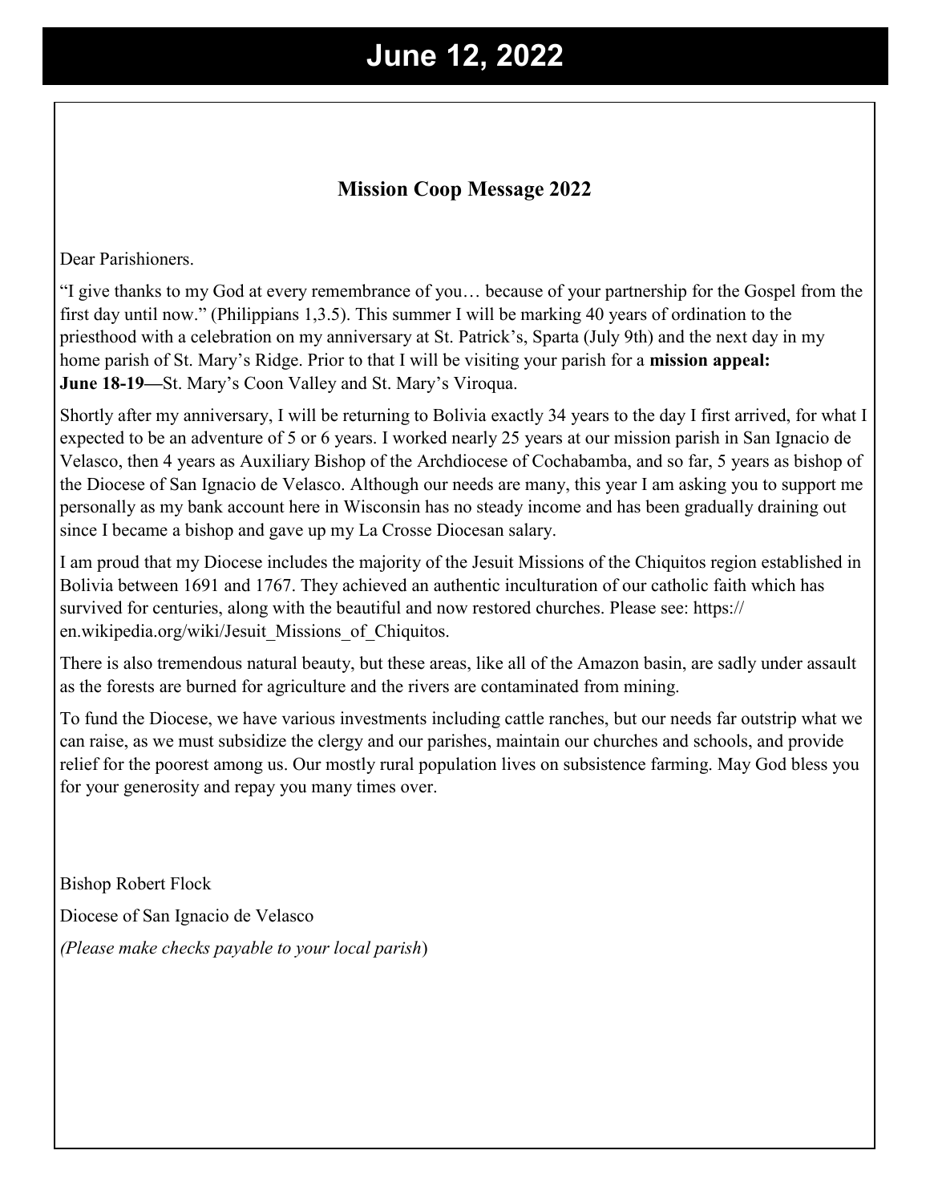# June 12, 2022

## Mission Coop Message 2022

Dear Parishioners.

"I give thanks to my God at every remembrance of you… because of your partnership for the Gospel from the first day until now." (Philippians 1,3.5). This summer I will be marking 40 years of ordination to the priesthood with a celebration on my anniversary at St. Patrick's, Sparta (July 9th) and the next day in my home parish of St. Mary's Ridge. Prior to that I will be visiting your parish for a **mission appeal:**
**June 18-19—**St. Mary's Coon Valley and St. Mary's Viroqua.

Shortly after my anniversary, I will be returning to Bolivia exactly 34 years to the day I first arrived, for what I expected to be an adventure of 5 or 6 years. I worked nearly 25 years at our mission parish in San Ignacio de Velasco, then 4 years as Auxiliary Bishop of the Archdiocese of Cochabamba, and so far, 5 years as bishop of the Diocese of San Ignacio de Velasco. Although our needs are many, this year I am asking you to support me personally as my bank account here in Wisconsin has no steady income and has been gradually draining out since I became a bishop and gave up my La Crosse Diocesan salary.

I am proud that my Diocese includes the majority of the Jesuit Missions of the Chiquitos region established in Bolivia between 1691 and 1767. They achieved an authentic inculturation of our catholic faith which has survived for centuries, along with the beautiful and now restored churches. Please see: https://en.wikipedia.org/wiki/Jesuit_Missions_of_Chiquitos.

There is also tremendous natural beauty, but these areas, like all of the Amazon basin, are sadly under assault as the forests are burned for agriculture and the rivers are contaminated from mining.

To fund the Diocese, we have various investments including cattle ranches, but our needs far outstrip what we can raise, as we must subsidize the clergy and our parishes, maintain our churches and schools, and provide relief for the poorest among us. Our mostly rural population lives on subsistence farming. May God bless you for your generosity and repay you many times over.

Bishop Robert Flock

Diocese of San Ignacio de Velasco

*(Please make checks payable to your local parish*)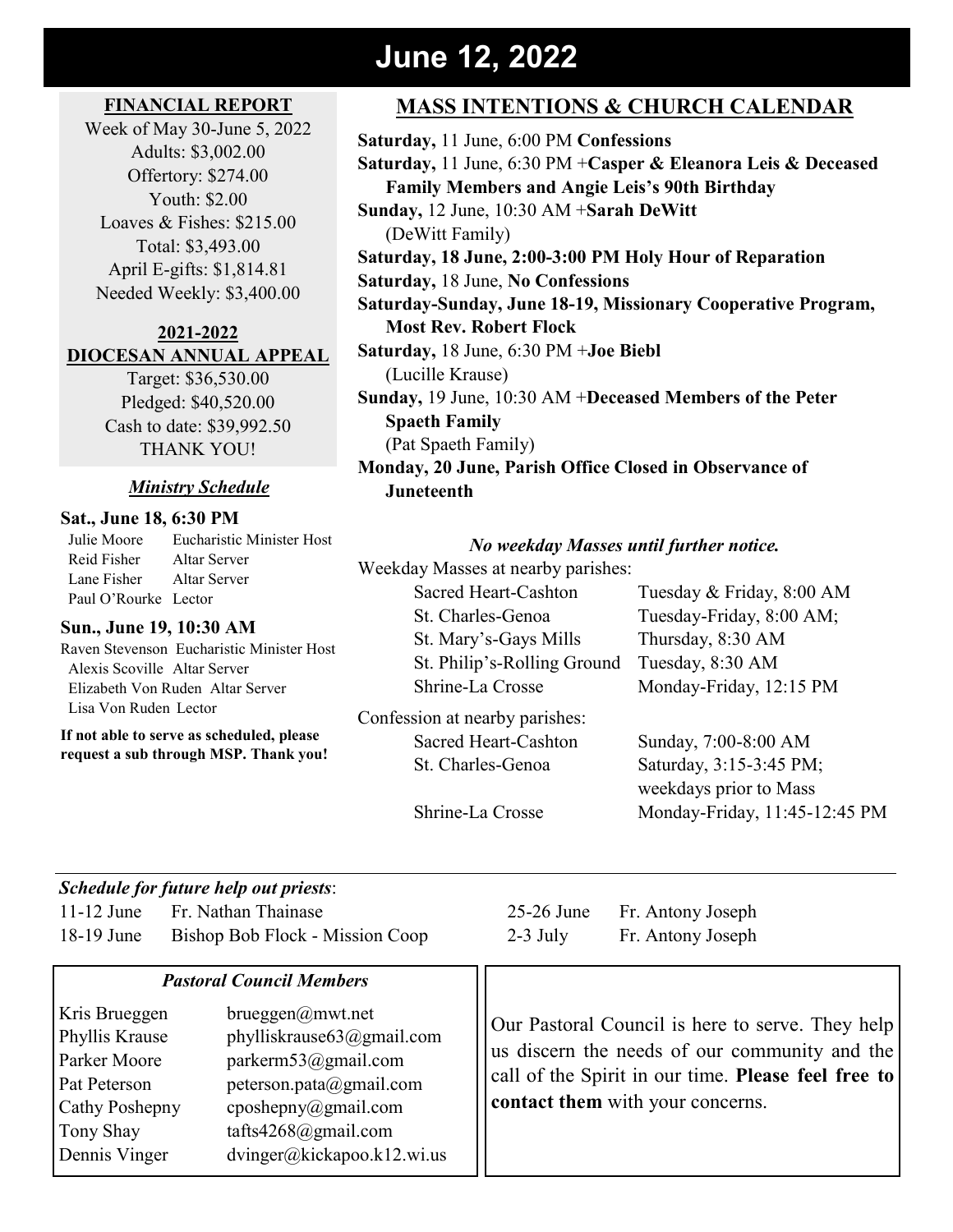# June 12, 2022

## FINANCIAL REPORT

Week of May 30-June 5, 2022
Adults: $3,002.00
Offertory: $274.00
Youth: $2.00
Loaves & Fishes: $215.00
Total: $3,493.00
April E-gifts: $1,814.81
Needed Weekly: $3,400.00

## 2021-2022 DIOCESAN ANNUAL APPEAL

Target: $36,530.00
Pledged: $40,520.00
Cash to date: $39,992.50
THANK YOU!

### *Ministry Schedule*

**Sat., June 18, 6:30 PM**

Julie Moore Eucharistic Minister Host
Reid Fisher Altar Server
Lane Fisher Altar Server
Paul O'Rourke Lector

**Sun., June 19, 10:30 AM**

Raven Stevenson Eucharistic Minister Host
Alexis Scoville Altar Server
Elizabeth Von Ruden Altar Server
Lisa Von Ruden Lector

**If not able to serve as scheduled, please request a sub through MSP. Thank you!**

## MASS INTENTIONS & CHURCH CALENDAR

**Saturday,** 11 June, 6:00 PM **Confessions**
**Saturday,** 11 June, 6:30 PM +**Casper & Eleanora Leis & Deceased Family Members and Angie Leis's 90th Birthday**
**Sunday,** 12 June, 10:30 AM +**Sarah DeWitt**
(DeWitt Family)
**Saturday, 18 June, 2:00-3:00 PM Holy Hour of Reparation**
**Saturday,** 18 June, **No Confessions**
**Saturday-Sunday, June 18-19, Missionary Cooperative Program, Most Rev. Robert Flock**
**Saturday,** 18 June, 6:30 PM +**Joe Biebl**
(Lucille Krause)
**Sunday,** 19 June, 10:30 AM +**Deceased Members of the Peter Spaeth Family**
(Pat Spaeth Family)
**Monday, 20 June, Parish Office Closed in Observance of Juneteenth**

***No weekday Masses until further notice.***

Weekday Masses at nearby parishes:

| | |
|---|---|
| Sacred Heart-Cashton | Tuesday & Friday, 8:00 AM |
| St. Charles-Genoa | Tuesday-Friday, 8:00 AM; |
| St. Mary's-Gays Mills | Thursday, 8:30 AM |
| St. Philip's-Rolling Ground | Tuesday, 8:30 AM |
| Shrine-La Crosse | Monday-Friday, 12:15 PM |

Confession at nearby parishes:

| | |
|---|---|
| Sacred Heart-Cashton | Sunday, 7:00-8:00 AM |
| St. Charles-Genoa | Saturday, 3:15-3:45 PM; weekdays prior to Mass |
| Shrine-La Crosse | Monday-Friday, 11:45-12:45 PM |

***Schedule for future help out priests***:

| | |
|---|---|
| 11-12 June | Fr. Nathan Thainase |
| 18-19 June | Bishop Bob Flock - Mission Coop |
| 25-26 June | Fr. Antony Joseph |
| 2-3 July | Fr. Antony Joseph |

### *Pastoral Council Members*

| | |
|---|---|
| Kris Brueggen | brueggen@mwt.net |
| Phyllis Krause | phylliskrause63@gmail.com |
| Parker Moore | parkerm53@gmail.com |
| Pat Peterson | peterson.pata@gmail.com |
| Cathy Poshepny | cposhepny@gmail.com |
| Tony Shay | tafts4268@gmail.com |
| Dennis Vinger | dvinger@kickapoo.k12.wi.us |

Our Pastoral Council is here to serve. They help us discern the needs of our community and the call of the Spirit in our time. **Please feel free to contact them** with your concerns.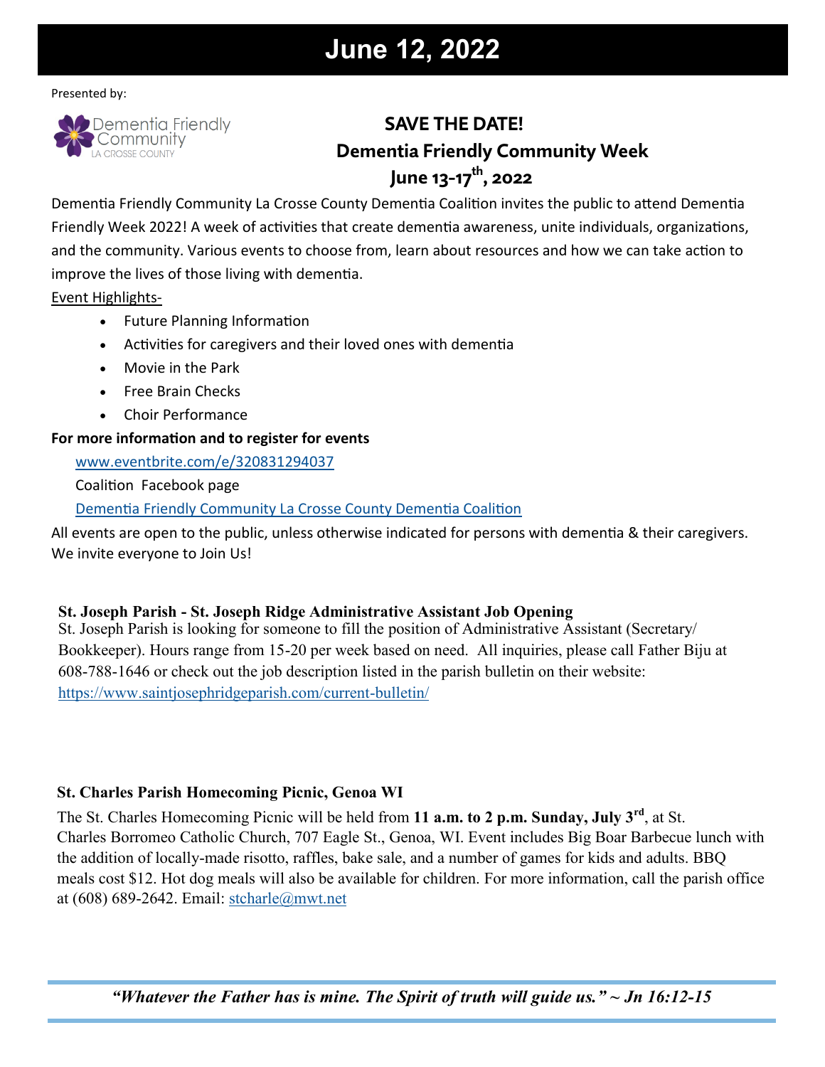# June 12, 2022

Presented by:

Dementia Friendly Community
LA CROSSE COUNTY

## SAVE THE DATE!
## Dementia Friendly Community Week
## June 13-17th, 2022

Dementia Friendly Community La Crosse County Dementia Coalition invites the public to attend Dementia Friendly Week 2022! A week of activities that create dementia awareness, unite individuals, organizations, and the community. Various events to choose from, learn about resources and how we can take action to improve the lives of those living with dementia.

Event Highlights-

- Future Planning Information
- Activities for caregivers and their loved ones with dementia
- Movie in the Park
- Free Brain Checks
- Choir Performance

**For more information and to register for events**

www.eventbrite.com/e/320831294037

Coalition Facebook page

Dementia Friendly Community La Crosse County Dementia Coalition

All events are open to the public, unless otherwise indicated for persons with dementia & their caregivers. We invite everyone to Join Us!

**St. Joseph Parish - St. Joseph Ridge Administrative Assistant Job Opening**

St. Joseph Parish is looking for someone to fill the position of Administrative Assistant (Secretary/Bookkeeper). Hours range from 15-20 per week based on need. All inquiries, please call Father Biju at 608-788-1646 or check out the job description listed in the parish bulletin on their website: https://www.saintjosephridgeparish.com/current-bulletin/

**St. Charles Parish Homecoming Picnic, Genoa WI**

The St. Charles Homecoming Picnic will be held from **11 a.m. to 2 p.m. Sunday, July 3rd**, at St. Charles Borromeo Catholic Church, 707 Eagle St., Genoa, WI. Event includes Big Boar Barbecue lunch with the addition of locally-made risotto, raffles, bake sale, and a number of games for kids and adults. BBQ meals cost $12. Hot dog meals will also be available for children. For more information, call the parish office at (608) 689-2642. Email: stcharle@mwt.net

***"Whatever the Father has is mine. The Spirit of truth will guide us." ~ Jn 16:12-15***